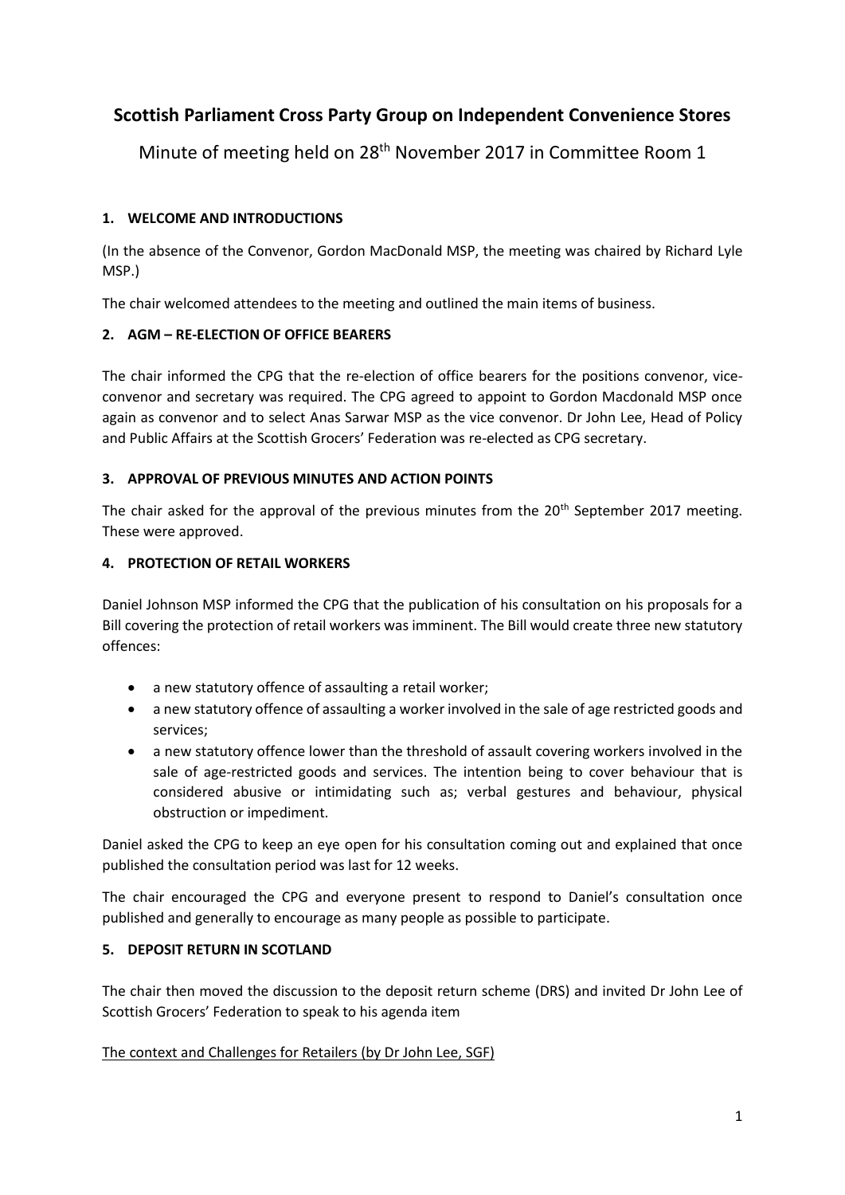# Scottish Parliament Cross Party Group on Independent Convenience Stores

Minute of meeting held on 28th November 2017 in Committee Room 1

### 1. WELCOME AND INTRODUCTIONS

(In the absence of the Convenor, Gordon MacDonald MSP, the meeting was chaired by Richard Lyle MSP.)

The chair welcomed attendees to the meeting and outlined the main items of business.

### 2. AGM – RE-ELECTION OF OFFICE BEARERS

The chair informed the CPG that the re-election of office bearers for the positions convenor, vice-convenor and secretary was required. The CPG agreed to appoint to Gordon Macdonald MSP once again as convenor and to select Anas Sarwar MSP as the vice convenor. Dr John Lee, Head of Policy and Public Affairs at the Scottish Grocers' Federation was re-elected as CPG secretary.

### 3. APPROVAL OF PREVIOUS MINUTES AND ACTION POINTS

The chair asked for the approval of the previous minutes from the 20th September 2017 meeting. These were approved.

### 4. PROTECTION OF RETAIL WORKERS

Daniel Johnson MSP informed the CPG that the publication of his consultation on his proposals for a Bill covering the protection of retail workers was imminent. The Bill would create three new statutory offences:

- a new statutory offence of assaulting a retail worker;
- a new statutory offence of assaulting a worker involved in the sale of age restricted goods and services;
- a new statutory offence lower than the threshold of assault covering workers involved in the sale of age-restricted goods and services. The intention being to cover behaviour that is considered abusive or intimidating such as; verbal gestures and behaviour, physical obstruction or impediment.

Daniel asked the CPG to keep an eye open for his consultation coming out and explained that once published the consultation period was last for 12 weeks.

The chair encouraged the CPG and everyone present to respond to Daniel's consultation once published and generally to encourage as many people as possible to participate.

### 5. DEPOSIT RETURN IN SCOTLAND

The chair then moved the discussion to the deposit return scheme (DRS) and invited Dr John Lee of Scottish Grocers' Federation to speak to his agenda item

<u>The context and Challenges for Retailers (by Dr John Lee, SGF)</u>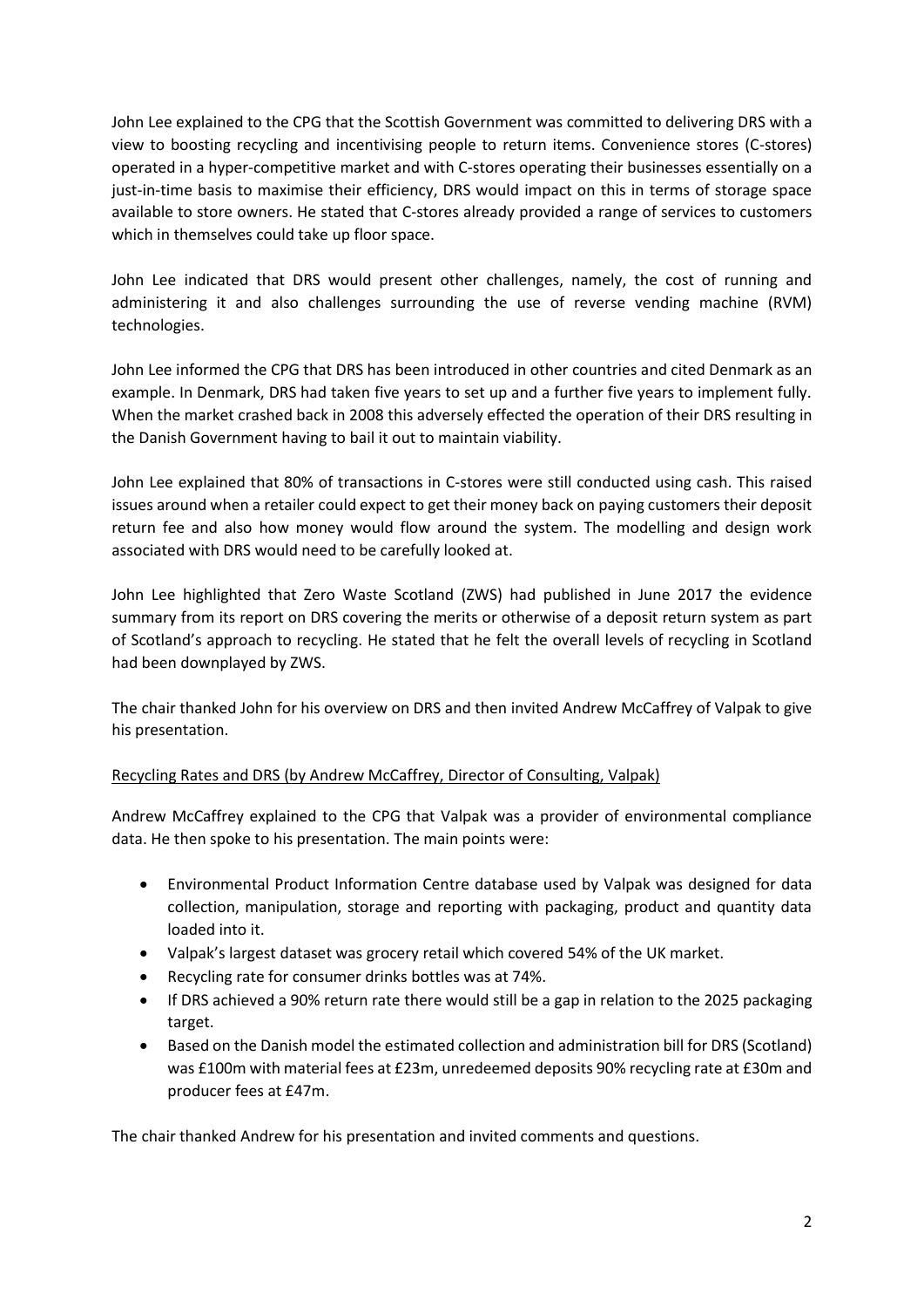John Lee explained to the CPG that the Scottish Government was committed to delivering DRS with a view to boosting recycling and incentivising people to return items. Convenience stores (C-stores) operated in a hyper-competitive market and with C-stores operating their businesses essentially on a just-in-time basis to maximise their efficiency, DRS would impact on this in terms of storage space available to store owners. He stated that C-stores already provided a range of services to customers which in themselves could take up floor space.

John Lee indicated that DRS would present other challenges, namely, the cost of running and administering it and also challenges surrounding the use of reverse vending machine (RVM) technologies.

John Lee informed the CPG that DRS has been introduced in other countries and cited Denmark as an example. In Denmark, DRS had taken five years to set up and a further five years to implement fully. When the market crashed back in 2008 this adversely effected the operation of their DRS resulting in the Danish Government having to bail it out to maintain viability.

John Lee explained that 80% of transactions in C-stores were still conducted using cash. This raised issues around when a retailer could expect to get their money back on paying customers their deposit return fee and also how money would flow around the system. The modelling and design work associated with DRS would need to be carefully looked at.

John Lee highlighted that Zero Waste Scotland (ZWS) had published in June 2017 the evidence summary from its report on DRS covering the merits or otherwise of a deposit return system as part of Scotland's approach to recycling. He stated that he felt the overall levels of recycling in Scotland had been downplayed by ZWS.

The chair thanked John for his overview on DRS and then invited Andrew McCaffrey of Valpak to give his presentation.

Recycling Rates and DRS (by Andrew McCaffrey, Director of Consulting, Valpak)

Andrew McCaffrey explained to the CPG that Valpak was a provider of environmental compliance data. He then spoke to his presentation. The main points were:

- Environmental Product Information Centre database used by Valpak was designed for data collection, manipulation, storage and reporting with packaging, product and quantity data loaded into it.
- Valpak's largest dataset was grocery retail which covered 54% of the UK market.
- Recycling rate for consumer drinks bottles was at 74%.
- If DRS achieved a 90% return rate there would still be a gap in relation to the 2025 packaging target.
- Based on the Danish model the estimated collection and administration bill for DRS (Scotland) was £100m with material fees at £23m, unredeemed deposits 90% recycling rate at £30m and producer fees at £47m.

The chair thanked Andrew for his presentation and invited comments and questions.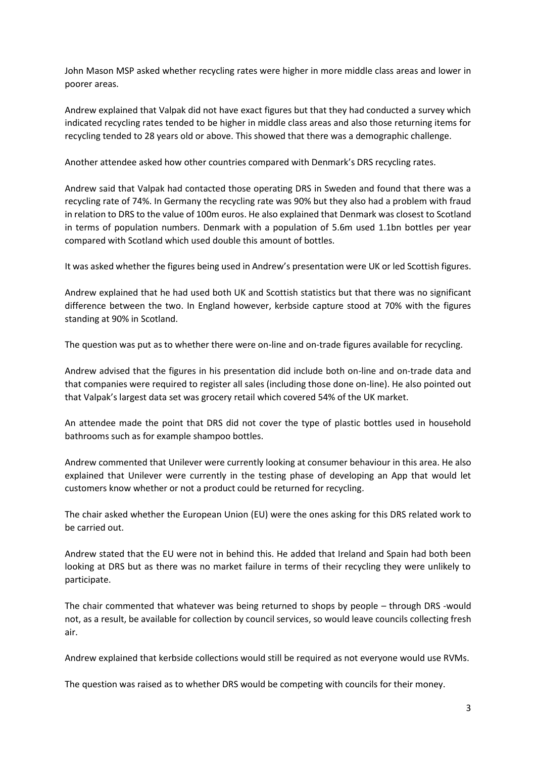John Mason MSP asked whether recycling rates were higher in more middle class areas and lower in poorer areas.

Andrew explained that Valpak did not have exact figures but that they had conducted a survey which indicated recycling rates tended to be higher in middle class areas and also those returning items for recycling tended to 28 years old or above. This showed that there was a demographic challenge.

Another attendee asked how other countries compared with Denmark's DRS recycling rates.

Andrew said that Valpak had contacted those operating DRS in Sweden and found that there was a recycling rate of 74%. In Germany the recycling rate was 90% but they also had a problem with fraud in relation to DRS to the value of 100m euros. He also explained that Denmark was closest to Scotland in terms of population numbers. Denmark with a population of 5.6m used 1.1bn bottles per year compared with Scotland which used double this amount of bottles.

It was asked whether the figures being used in Andrew's presentation were UK or led Scottish figures.

Andrew explained that he had used both UK and Scottish statistics but that there was no significant difference between the two. In England however, kerbside capture stood at 70% with the figures standing at 90% in Scotland.

The question was put as to whether there were on-line and on-trade figures available for recycling.

Andrew advised that the figures in his presentation did include both on-line and on-trade data and that companies were required to register all sales (including those done on-line). He also pointed out that Valpak's largest data set was grocery retail which covered 54% of the UK market.

An attendee made the point that DRS did not cover the type of plastic bottles used in household bathrooms such as for example shampoo bottles.

Andrew commented that Unilever were currently looking at consumer behaviour in this area. He also explained that Unilever were currently in the testing phase of developing an App that would let customers know whether or not a product could be returned for recycling.

The chair asked whether the European Union (EU) were the ones asking for this DRS related work to be carried out.

Andrew stated that the EU were not in behind this. He added that Ireland and Spain had both been looking at DRS but as there was no market failure in terms of their recycling they were unlikely to participate.

The chair commented that whatever was being returned to shops by people – through DRS -would not, as a result, be available for collection by council services, so would leave councils collecting fresh air.

Andrew explained that kerbside collections would still be required as not everyone would use RVMs.

The question was raised as to whether DRS would be competing with councils for their money.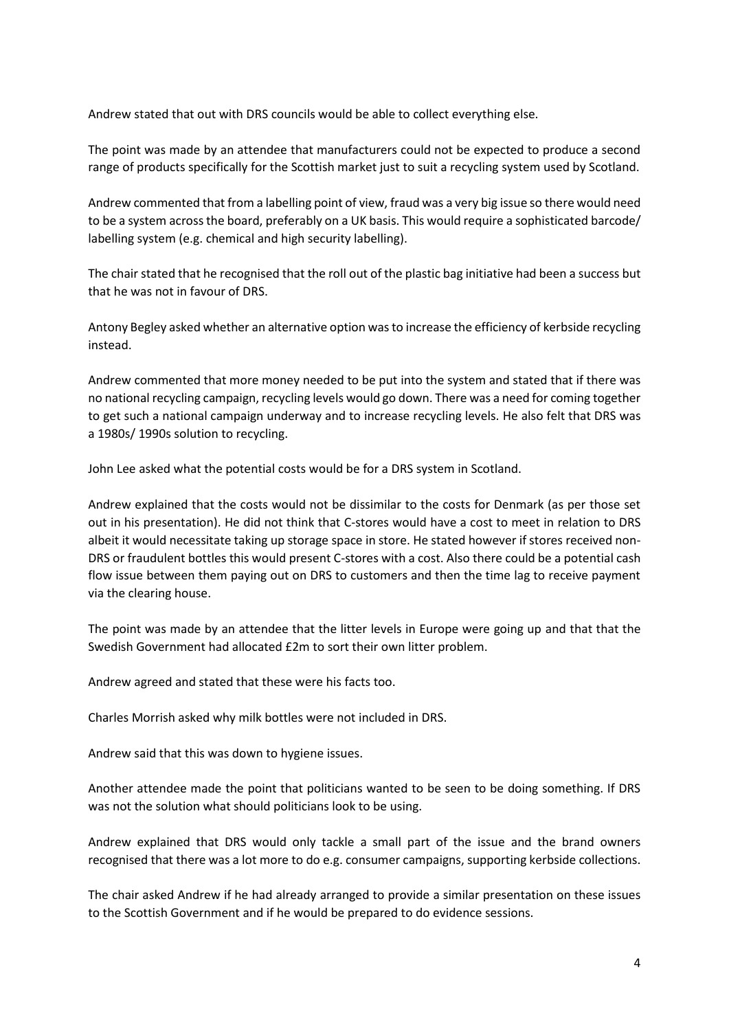Andrew stated that out with DRS councils would be able to collect everything else.

The point was made by an attendee that manufacturers could not be expected to produce a second range of products specifically for the Scottish market just to suit a recycling system used by Scotland.

Andrew commented that from a labelling point of view, fraud was a very big issue so there would need to be a system across the board, preferably on a UK basis. This would require a sophisticated barcode/ labelling system (e.g. chemical and high security labelling).

The chair stated that he recognised that the roll out of the plastic bag initiative had been a success but that he was not in favour of DRS.

Antony Begley asked whether an alternative option was to increase the efficiency of kerbside recycling instead.

Andrew commented that more money needed to be put into the system and stated that if there was no national recycling campaign, recycling levels would go down. There was a need for coming together to get such a national campaign underway and to increase recycling levels. He also felt that DRS was a 1980s/ 1990s solution to recycling.

John Lee asked what the potential costs would be for a DRS system in Scotland.

Andrew explained that the costs would not be dissimilar to the costs for Denmark (as per those set out in his presentation). He did not think that C-stores would have a cost to meet in relation to DRS albeit it would necessitate taking up storage space in store. He stated however if stores received non-DRS or fraudulent bottles this would present C-stores with a cost. Also there could be a potential cash flow issue between them paying out on DRS to customers and then the time lag to receive payment via the clearing house.

The point was made by an attendee that the litter levels in Europe were going up and that that the Swedish Government had allocated £2m to sort their own litter problem.

Andrew agreed and stated that these were his facts too.

Charles Morrish asked why milk bottles were not included in DRS.

Andrew said that this was down to hygiene issues.

Another attendee made the point that politicians wanted to be seen to be doing something. If DRS was not the solution what should politicians look to be using.

Andrew explained that DRS would only tackle a small part of the issue and the brand owners recognised that there was a lot more to do e.g. consumer campaigns, supporting kerbside collections.

The chair asked Andrew if he had already arranged to provide a similar presentation on these issues to the Scottish Government and if he would be prepared to do evidence sessions.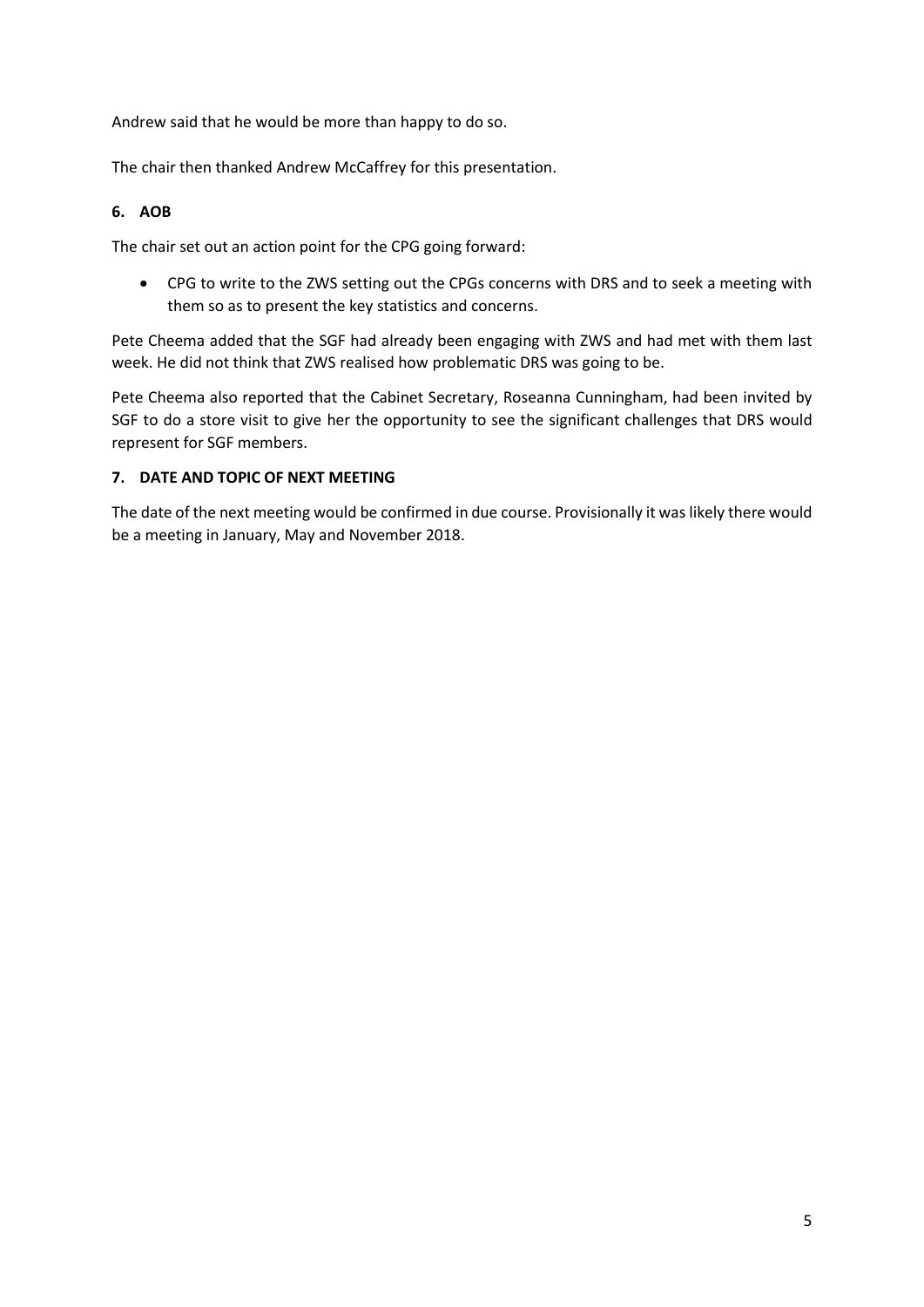Andrew said that he would be more than happy to do so.

The chair then thanked Andrew McCaffrey for this presentation.

### 6. AOB

The chair set out an action point for the CPG going forward:

- CPG to write to the ZWS setting out the CPGs concerns with DRS and to seek a meeting with them so as to present the key statistics and concerns.

Pete Cheema added that the SGF had already been engaging with ZWS and had met with them last week. He did not think that ZWS realised how problematic DRS was going to be.

Pete Cheema also reported that the Cabinet Secretary, Roseanna Cunningham, had been invited by SGF to do a store visit to give her the opportunity to see the significant challenges that DRS would represent for SGF members.

### 7. DATE AND TOPIC OF NEXT MEETING

The date of the next meeting would be confirmed in due course. Provisionally it was likely there would be a meeting in January, May and November 2018.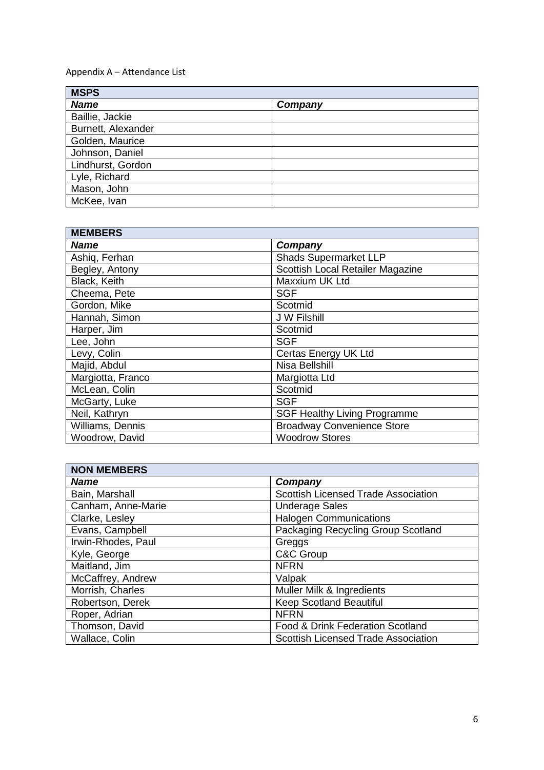Appendix A – Attendance List

| MSPS | |
|---|---|
| ***Name*** | ***Company*** |
| Baillie, Jackie | |
| Burnett, Alexander | |
| Golden, Maurice | |
| Johnson, Daniel | |
| Lindhurst, Gordon | |
| Lyle, Richard | |
| Mason, John | |
| McKee, Ivan | |

| MEMBERS | |
|---|---|
| ***Name*** | ***Company*** |
| Ashiq, Ferhan | Shads Supermarket LLP |
| Begley, Antony | Scottish Local Retailer Magazine |
| Black, Keith | Maxxium UK Ltd |
| Cheema, Pete | SGF |
| Gordon, Mike | Scotmid |
| Hannah, Simon | J W Filshill |
| Harper, Jim | Scotmid |
| Lee, John | SGF |
| Levy, Colin | Certas Energy UK Ltd |
| Majid, Abdul | Nisa Bellshill |
| Margiotta, Franco | Margiotta Ltd |
| McLean, Colin | Scotmid |
| McGarty, Luke | SGF |
| Neil, Kathryn | SGF Healthy Living Programme |
| Williams, Dennis | Broadway Convenience Store |
| Woodrow, David | Woodrow Stores |

| NON MEMBERS | |
|---|---|
| ***Name*** | ***Company*** |
| Bain, Marshall | Scottish Licensed Trade Association |
| Canham, Anne-Marie | Underage Sales |
| Clarke, Lesley | Halogen Communications |
| Evans, Campbell | Packaging Recycling Group Scotland |
| Irwin-Rhodes, Paul | Greggs |
| Kyle, George | C&C Group |
| Maitland, Jim | NFRN |
| McCaffrey, Andrew | Valpak |
| Morrish, Charles | Muller Milk & Ingredients |
| Robertson, Derek | Keep Scotland Beautiful |
| Roper, Adrian | NFRN |
| Thomson, David | Food & Drink Federation Scotland |
| Wallace, Colin | Scottish Licensed Trade Association |